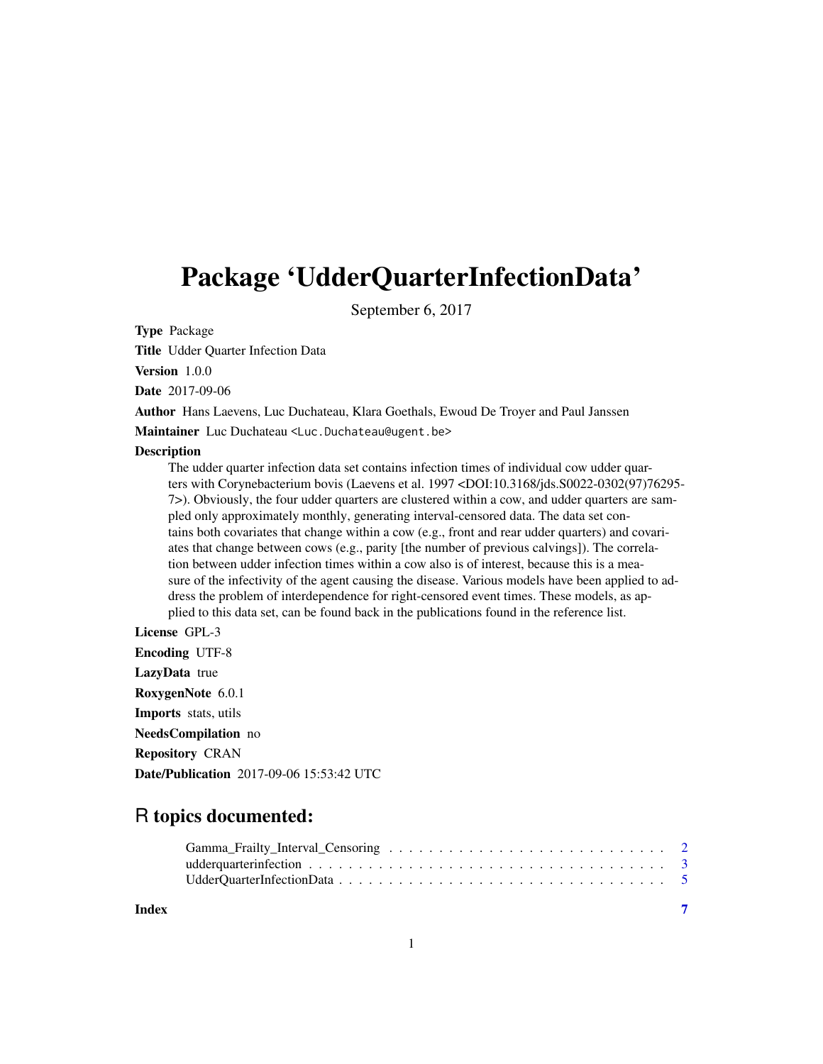# Package 'UdderQuarterInfectionData'

September 6, 2017

**Type** Package

**Title** Udder Quarter Infection Data

**Version** 1.0.0

**Date** 2017-09-06

**Author** Hans Laevens, Luc Duchateau, Klara Goethals, Ewoud De Troyer and Paul Janssen

**Maintainer** Luc Duchateau <Luc.Duchateau@ugent.be>

**Description**

The udder quarter infection data set contains infection times of individual cow udder quarters with Corynebacterium bovis (Laevens et al. 1997 <DOI:10.3168/jds.S0022-0302(97)76295-7>). Obviously, the four udder quarters are clustered within a cow, and udder quarters are sampled only approximately monthly, generating interval-censored data. The data set contains both covariates that change within a cow (e.g., front and rear udder quarters) and covariates that change between cows (e.g., parity [the number of previous calvings]). The correlation between udder infection times within a cow also is of interest, because this is a measure of the infectivity of the agent causing the disease. Various models have been applied to address the problem of interdependence for right-censored event times. These models, as applied to this data set, can be found back in the publications found in the reference list.

**License** GPL-3

**Encoding** UTF-8

**LazyData** true

**RoxygenNote** 6.0.1

**Imports** stats, utils

**NeedsCompilation** no

**Repository** CRAN

**Date/Publication** 2017-09-06 15:53:42 UTC

## R topics documented:

- Gamma_Frailty_Interval_Censoring . . . . . . . . . . . . . . . . . . . . . . . . . . . 2
- udderquarterinfection . . . . . . . . . . . . . . . . . . . . . . . . . . . . . . . . . 3
- UdderQuarterInfectionData . . . . . . . . . . . . . . . . . . . . . . . . . . . . . . 5

**Index** 7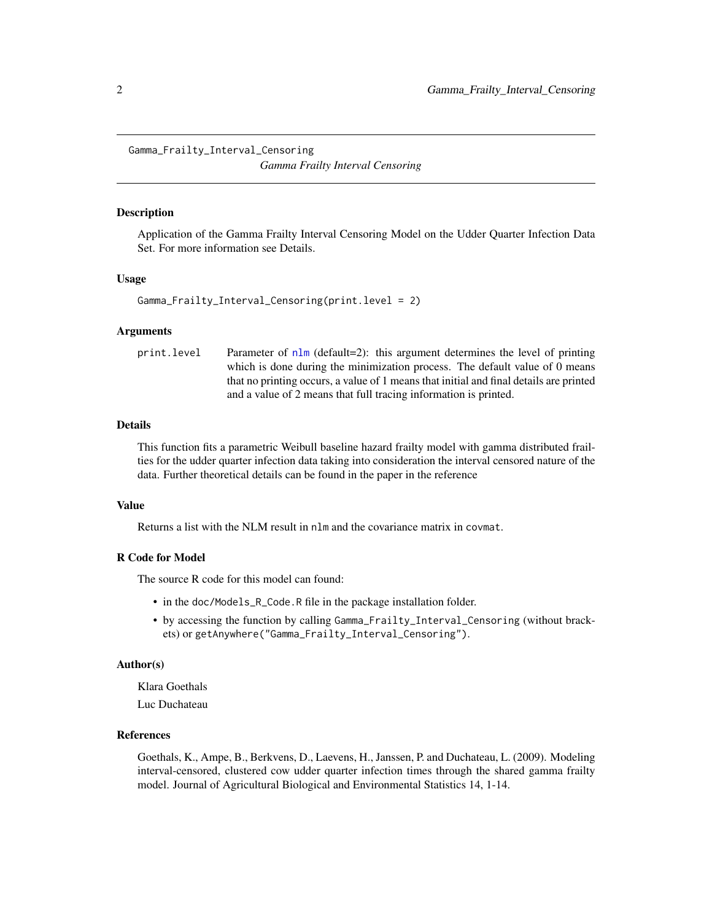`Gamma_Frailty_Interval_Censoring`

## *Gamma Frailty Interval Censoring*

### Description

Application of the Gamma Frailty Interval Censoring Model on the Udder Quarter Infection Data Set. For more information see Details.

### Usage

```
Gamma_Frailty_Interval_Censoring(print.level = 2)
```

### Arguments

| | |
|---|---|
| `print.level` | Parameter of `nlm` (default=2): this argument determines the level of printing which is done during the minimization process. The default value of 0 means that no printing occurs, a value of 1 means that initial and final details are printed and a value of 2 means that full tracing information is printed. |

### Details

This function fits a parametric Weibull baseline hazard frailty model with gamma distributed frailties for the udder quarter infection data taking into consideration the interval censored nature of the data. Further theoretical details can be found in the paper in the reference

### Value

Returns a list with the NLM result in `nlm` and the covariance matrix in `covmat`.

### R Code for Model

The source R code for this model can found:

- in the `doc/Models_R_Code.R` file in the package installation folder.
- by accessing the function by calling `Gamma_Frailty_Interval_Censoring` (without brackets) or `getAnywhere("Gamma_Frailty_Interval_Censoring")`.

### Author(s)

Klara Goethals

Luc Duchateau

### References

Goethals, K., Ampe, B., Berkvens, D., Laevens, H., Janssen, P. and Duchateau, L. (2009). Modeling interval-censored, clustered cow udder quarter infection times through the shared gamma frailty model. Journal of Agricultural Biological and Environmental Statistics 14, 1-14.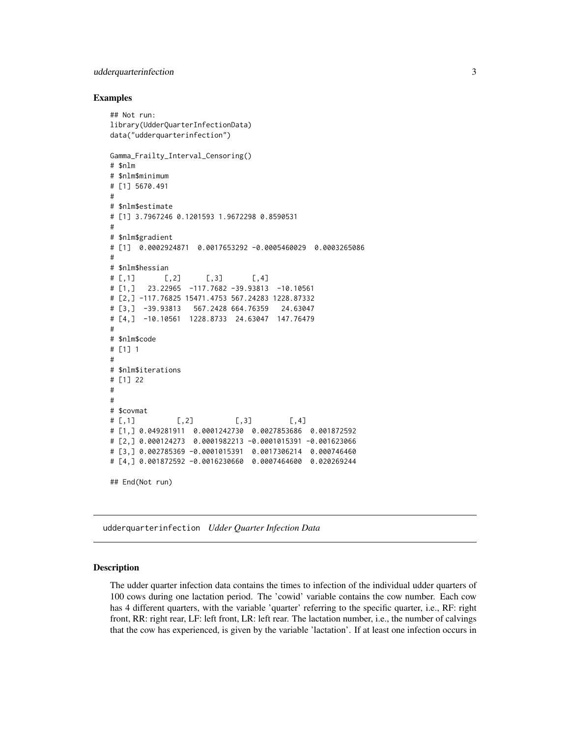### Examples

```
## Not run:
library(UdderQuarterInfectionData)
data("udderquarterinfection")

Gamma_Frailty_Interval_Censoring()
# $nlm
# $nlm$minimum
# [1] 5670.491
#
# $nlm$estimate
# [1] 3.7967246 0.1201593 1.9672298 0.8590531
#
# $nlm$gradient
# [1]  0.0002924871  0.0017653292 -0.0005460029  0.0003265086
#
# $nlm$hessian
# [,1]       [,2]      [,3]       [,4]
# [1,]   23.22965  -117.7682 -39.93813  -10.10561
# [2,] -117.76825 15471.4753 567.24283 1228.87332
# [3,]  -39.93813   567.2428 664.76359   24.63047
# [4,]  -10.10561  1228.8733  24.63047  147.76479
#
# $nlm$code
# [1] 1
#
# $nlm$iterations
# [1] 22
#
#
# $covmat
# [,1]          [,2]          [,3]         [,4]
# [1,] 0.049281911  0.0001242730  0.0027853686  0.001872592
# [2,] 0.000124273  0.0001982213 -0.0001015391 -0.001623066
# [3,] 0.002785369 -0.0001015391  0.0017306214  0.000746460
# [4,] 0.001872592 -0.0016230660  0.0007464600  0.020269244

## End(Not run)
```

---

## udderquarterinfection *Udder Quarter Infection Data*

---

### Description

The udder quarter infection data contains the times to infection of the individual udder quarters of 100 cows during one lactation period. The 'cowid' variable contains the cow number. Each cow has 4 different quarters, with the variable 'quarter' referring to the specific quarter, i.e., RF: right front, RR: right rear, LF: left front, LR: left rear. The lactation number, i.e., the number of calvings that the cow has experienced, is given by the variable 'lactation'. If at least one infection occurs in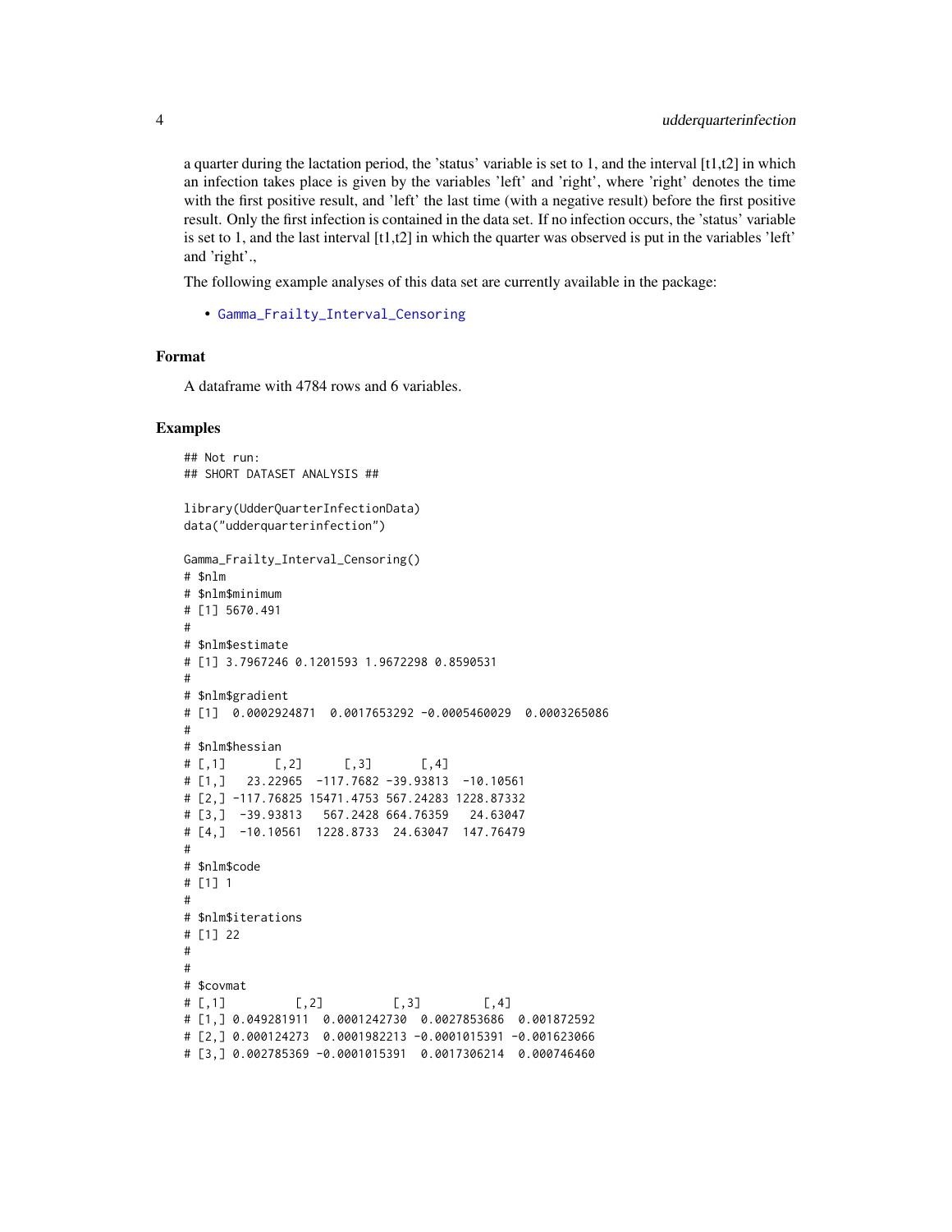a quarter during the lactation period, the 'status' variable is set to 1, and the interval [t1,t2] in which an infection takes place is given by the variables 'left' and 'right', where 'right' denotes the time with the first positive result, and 'left' the last time (with a negative result) before the first positive result. Only the first infection is contained in the data set. If no infection occurs, the 'status' variable is set to 1, and the last interval [t1,t2] in which the quarter was observed is put in the variables 'left' and 'right'.,

The following example analyses of this data set are currently available in the package:

- Gamma_Frailty_Interval_Censoring

### Format

A dataframe with 4784 rows and 6 variables.

### Examples

```
## Not run:
## SHORT DATASET ANALYSIS ##

library(UdderQuarterInfectionData)
data("udderquarterinfection")

Gamma_Frailty_Interval_Censoring()
# $nlm
# $nlm$minimum
# [1] 5670.491
#
# $nlm$estimate
# [1] 3.7967246 0.1201593 1.9672298 0.8590531
#
# $nlm$gradient
# [1]  0.0002924871  0.0017653292 -0.0005460029  0.0003265086
#
# $nlm$hessian
# [,1]       [,2]      [,3]       [,4]
# [1,]   23.22965  -117.7682 -39.93813  -10.10561
# [2,] -117.76825 15471.4753 567.24283 1228.87332
# [3,]  -39.93813   567.2428 664.76359   24.63047
# [4,]  -10.10561  1228.8733  24.63047  147.76479
#
# $nlm$code
# [1] 1
#
# $nlm$iterations
# [1] 22
#
#
# $covmat
# [,1]          [,2]          [,3]         [,4]
# [1,] 0.049281911  0.0001242730  0.0027853686  0.001872592
# [2,] 0.000124273  0.0001982213 -0.0001015391 -0.001623066
# [3,] 0.002785369 -0.0001015391  0.0017306214  0.000746460
```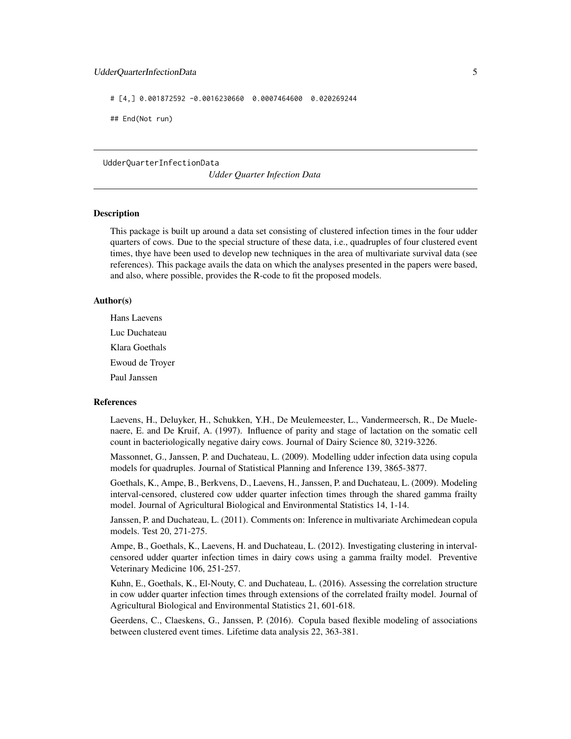```
# [4,] 0.001872592 -0.0016230660  0.0007464600  0.020269244

## End(Not run)
```

---

UdderQuarterInfectionData &emsp;&emsp;&emsp; *Udder Quarter Infection Data*

---

### Description

This package is built up around a data set consisting of clustered infection times in the four udder quarters of cows. Due to the special structure of these data, i.e., quadruples of four clustered event times, thye have been used to develop new techniques in the area of multivariate survival data (see references). This package avails the data on which the analyses presented in the papers were based, and also, where possible, provides the R-code to fit the proposed models.

### Author(s)

Hans Laevens

Luc Duchateau

Klara Goethals

Ewoud de Troyer

Paul Janssen

### References

Laevens, H., Deluyker, H., Schukken, Y.H., De Meulemeester, L., Vandermeersch, R., De Muelenaere, E. and De Kruif, A. (1997). Influence of parity and stage of lactation on the somatic cell count in bacteriologically negative dairy cows. Journal of Dairy Science 80, 3219-3226.

Massonnet, G., Janssen, P. and Duchateau, L. (2009). Modelling udder infection data using copula models for quadruples. Journal of Statistical Planning and Inference 139, 3865-3877.

Goethals, K., Ampe, B., Berkvens, D., Laevens, H., Janssen, P. and Duchateau, L. (2009). Modeling interval-censored, clustered cow udder quarter infection times through the shared gamma frailty model. Journal of Agricultural Biological and Environmental Statistics 14, 1-14.

Janssen, P. and Duchateau, L. (2011). Comments on: Inference in multivariate Archimedean copula models. Test 20, 271-275.

Ampe, B., Goethals, K., Laevens, H. and Duchateau, L. (2012). Investigating clustering in interval-censored udder quarter infection times in dairy cows using a gamma frailty model. Preventive Veterinary Medicine 106, 251-257.

Kuhn, E., Goethals, K., El-Nouty, C. and Duchateau, L. (2016). Assessing the correlation structure in cow udder quarter infection times through extensions of the correlated frailty model. Journal of Agricultural Biological and Environmental Statistics 21, 601-618.

Geerdens, C., Claeskens, G., Janssen, P. (2016). Copula based flexible modeling of associations between clustered event times. Lifetime data analysis 22, 363-381.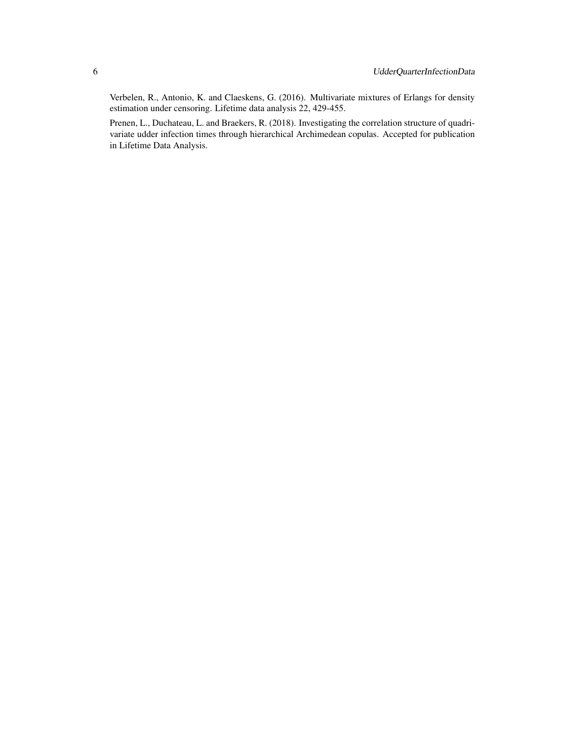Verbelen, R., Antonio, K. and Claeskens, G. (2016). Multivariate mixtures of Erlangs for density estimation under censoring. Lifetime data analysis 22, 429-455.

Prenen, L., Duchateau, L. and Braekers, R. (2018). Investigating the correlation structure of quadrivariate udder infection times through hierarchical Archimedean copulas. Accepted for publication in Lifetime Data Analysis.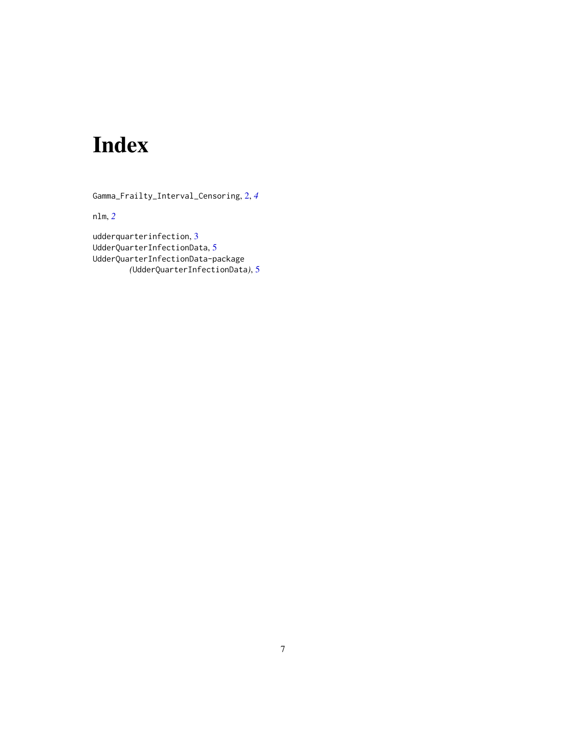# Index

Gamma_Frailty_Interval_Censoring, 2, *4*

nlm, *2*

udderquarterinfection, 3
UdderQuarterInfectionData, 5
UdderQuarterInfectionData-package
    *(*UdderQuarterInfectionData*)*, 5